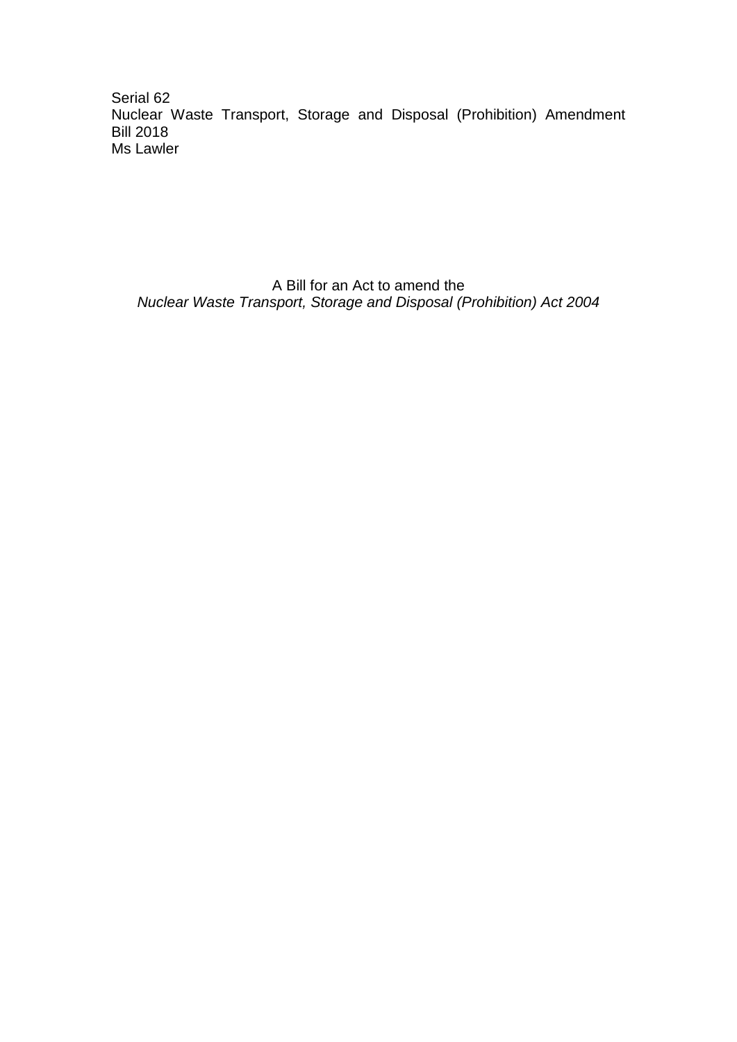Serial 62
Nuclear Waste Transport, Storage and Disposal (Prohibition) Amendment Bill 2018
Ms Lawler

A Bill for an Act to amend the
*Nuclear Waste Transport, Storage and Disposal (Prohibition) Act 2004*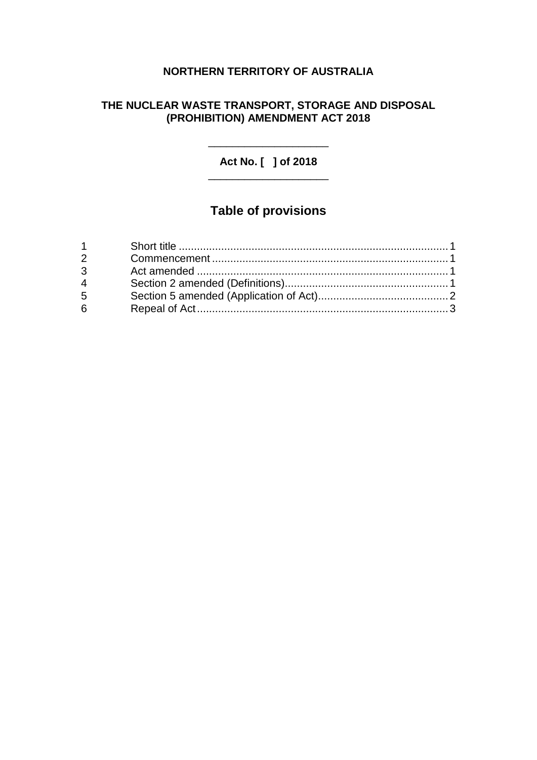**NORTHERN TERRITORY OF AUSTRALIA**

**THE NUCLEAR WASTE TRANSPORT, STORAGE AND DISPOSAL (PROHIBITION) AMENDMENT ACT 2018**

---

**Act No. [ ] of 2018**

---

## Table of provisions

| | | |
|---|---|---|
| 1 | Short title | 1 |
| 2 | Commencement | 1 |
| 3 | Act amended | 1 |
| 4 | Section 2 amended (Definitions) | 1 |
| 5 | Section 5 amended (Application of Act) | 2 |
| 6 | Repeal of Act | 3 |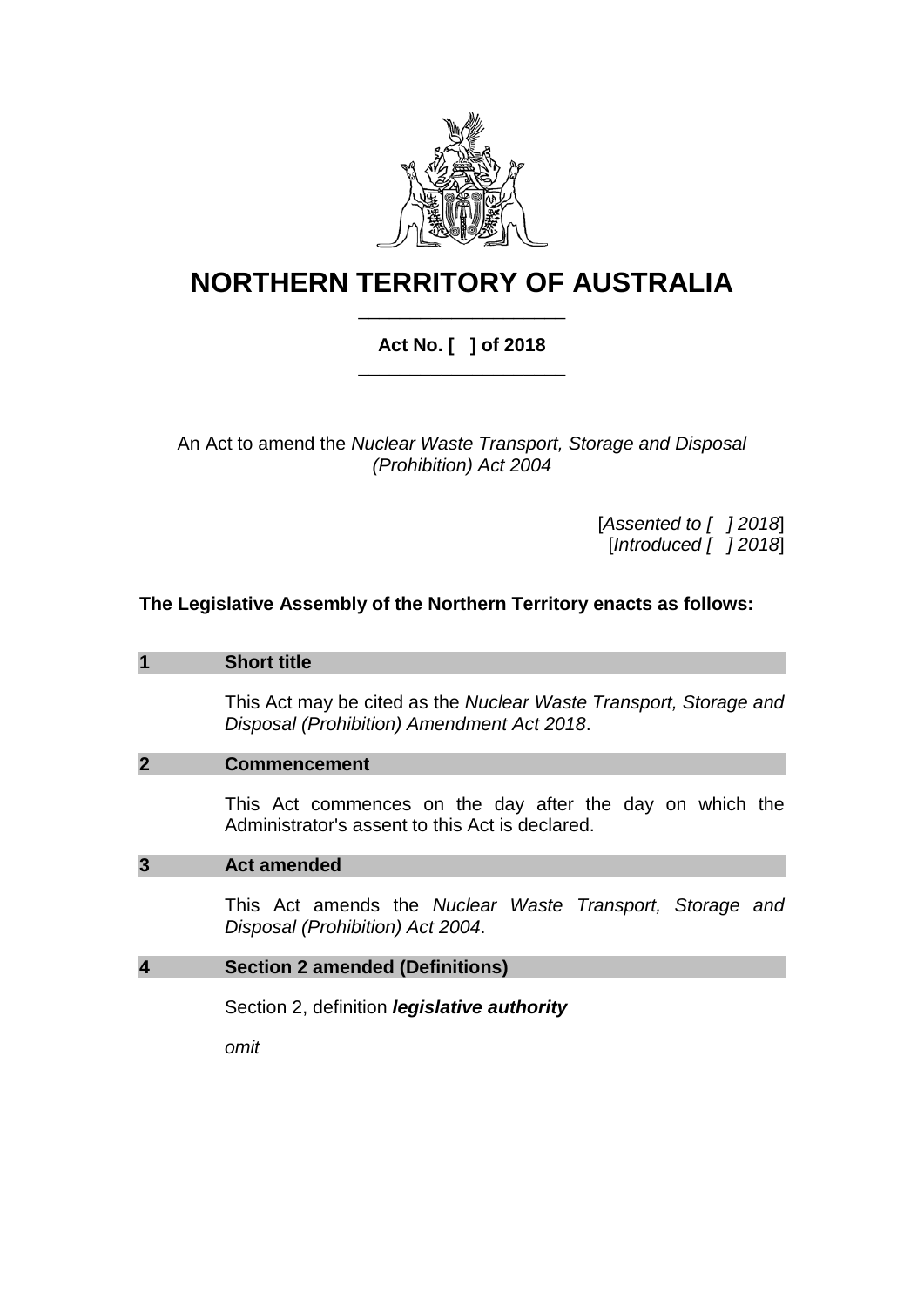# NORTHERN TERRITORY OF AUSTRALIA

**Act No. [ ] of 2018**

An Act to amend the *Nuclear Waste Transport, Storage and Disposal (Prohibition) Act 2004*

[*Assented to [ ] 2018*]
[*Introduced [ ] 2018*]

**The Legislative Assembly of the Northern Territory enacts as follows:**

## 1 Short title

This Act may be cited as the *Nuclear Waste Transport, Storage and Disposal (Prohibition) Amendment Act 2018*.

## 2 Commencement

This Act commences on the day after the day on which the Administrator's assent to this Act is declared.

## 3 Act amended

This Act amends the *Nuclear Waste Transport, Storage and Disposal (Prohibition) Act 2004*.

## 4 Section 2 amended (Definitions)

Section 2, definition ***legislative authority***

*omit*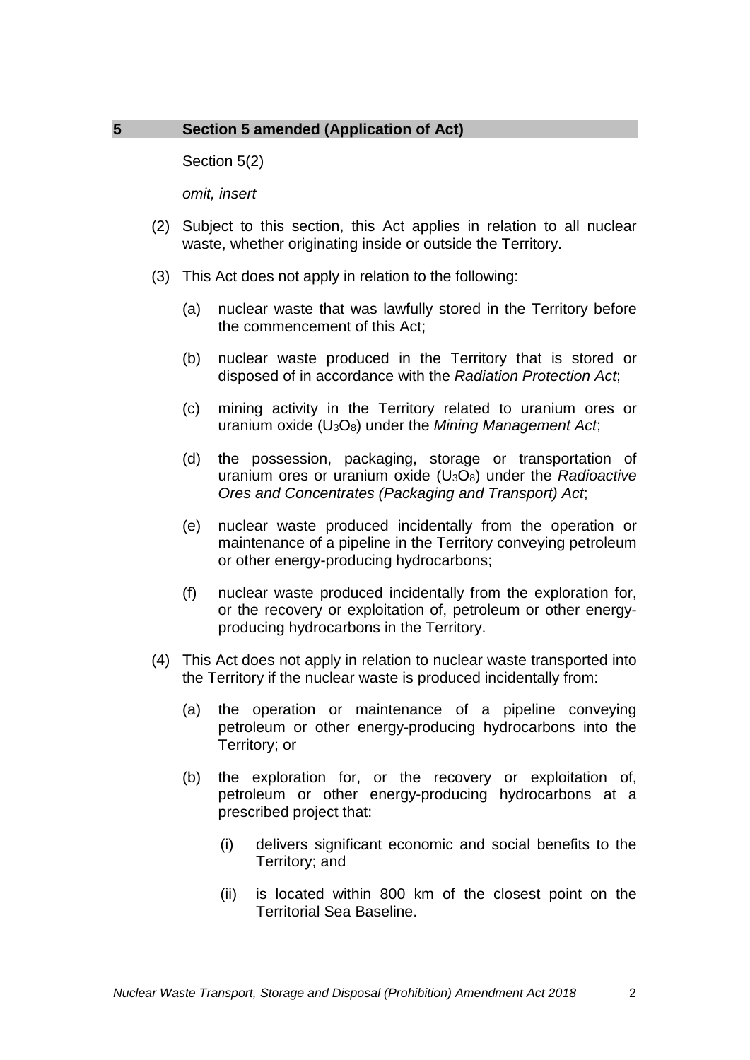## 5 Section 5 amended (Application of Act)

Section 5(2)

*omit, insert*

(2) Subject to this section, this Act applies in relation to all nuclear waste, whether originating inside or outside the Territory.

(3) This Act does not apply in relation to the following:

(a) nuclear waste that was lawfully stored in the Territory before the commencement of this Act;

(b) nuclear waste produced in the Territory that is stored or disposed of in accordance with the *Radiation Protection Act*;

(c) mining activity in the Territory related to uranium ores or uranium oxide ($U_3O_8$) under the *Mining Management Act*;

(d) the possession, packaging, storage or transportation of uranium ores or uranium oxide ($U_3O_8$) under the *Radioactive Ores and Concentrates (Packaging and Transport) Act*;

(e) nuclear waste produced incidentally from the operation or maintenance of a pipeline in the Territory conveying petroleum or other energy-producing hydrocarbons;

(f) nuclear waste produced incidentally from the exploration for, or the recovery or exploitation of, petroleum or other energy-producing hydrocarbons in the Territory.

(4) This Act does not apply in relation to nuclear waste transported into the Territory if the nuclear waste is produced incidentally from:

(a) the operation or maintenance of a pipeline conveying petroleum or other energy-producing hydrocarbons into the Territory; or

(b) the exploration for, or the recovery or exploitation of, petroleum or other energy-producing hydrocarbons at a prescribed project that:

(i) delivers significant economic and social benefits to the Territory; and

(ii) is located within 800 km of the closest point on the Territorial Sea Baseline.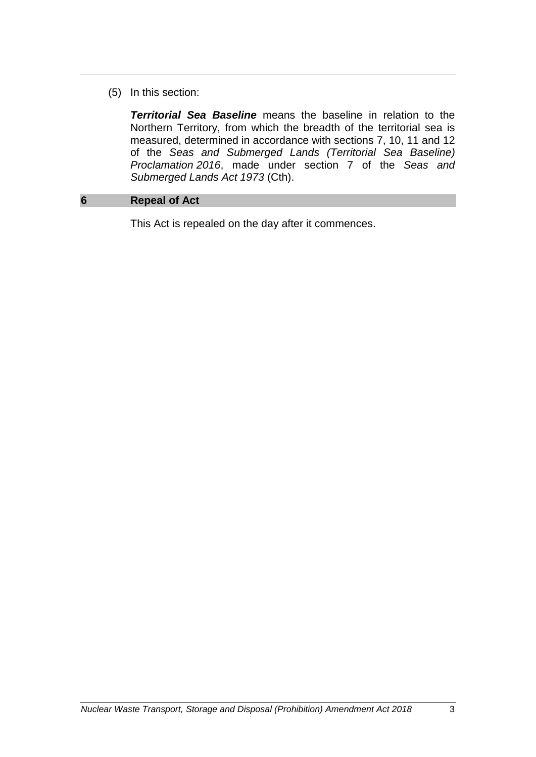(5) In this section:

***Territorial Sea Baseline*** means the baseline in relation to the Northern Territory, from which the breadth of the territorial sea is measured, determined in accordance with sections 7, 10, 11 and 12 of the *Seas and Submerged Lands (Territorial Sea Baseline) Proclamation 2016*, made under section 7 of the *Seas and Submerged Lands Act 1973* (Cth).

## 6 Repeal of Act

This Act is repealed on the day after it commences.